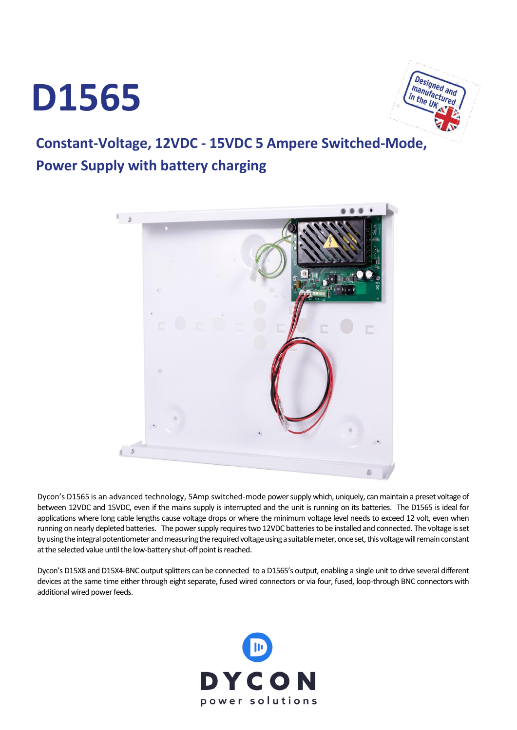# D1565

## Constant-Voltage, 12VDC - 15VDC 5 Ampere Switched-Mode, Power Supply with battery charging

Dycon's D1565 is an advanced technology, 5Amp switched-mode power supply which, uniquely, can maintain a preset voltage of between 12VDC and 15VDC, even if the mains supply is interrupted and the unit is running on its batteries. The D1565 is ideal for applications where long cable lengths cause voltage drops or where the minimum voltage level needs to exceed 12 volt, even when running on nearly depleted batteries. The power supply requires two 12VDC batteries to be installed and connected. The voltage is set by using the integral potentiometer and measuring the required voltage using a suitable meter, once set, this voltage will remain constant at the selected value until the low-battery shut-off point is reached.

Dycon's D15X8 and D15X4-BNC output splitters can be connected to a D1565's output, enabling a single unit to drive several different devices at the same time either through eight separate, fused wired connectors or via four, fused, loop-through BNC connectors with additional wired power feeds.

DYCON
power solutions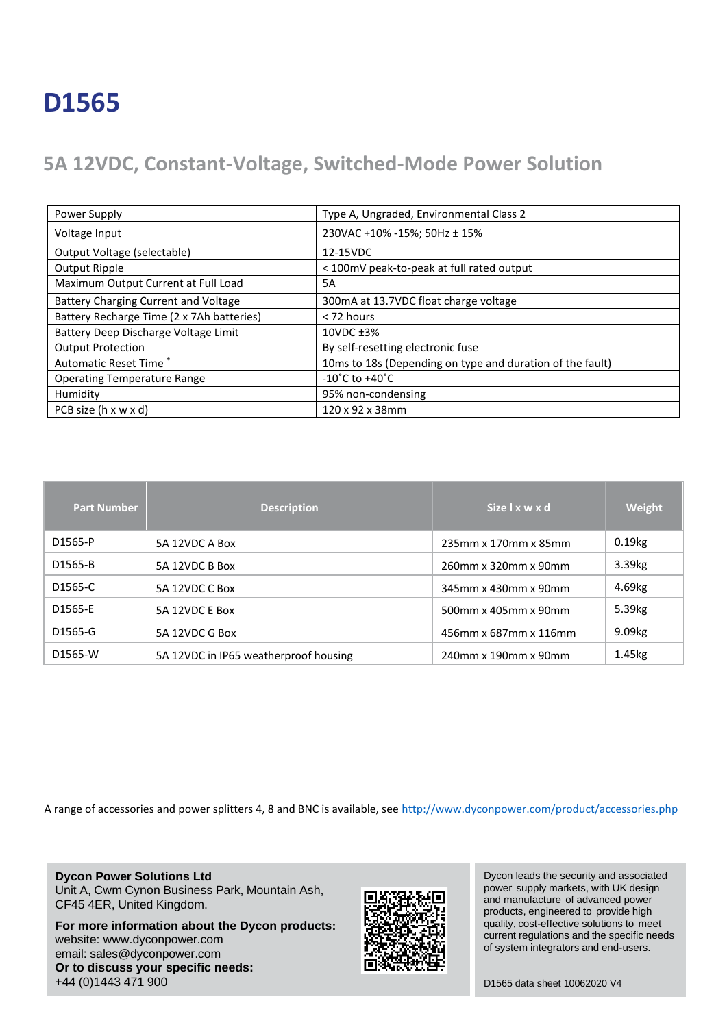# D1565

## 5A 12VDC, Constant-Voltage, Switched-Mode Power Solution

| | |
|---|---|
| Power Supply | Type A, Ungraded, Environmental Class 2 |
| Voltage Input | 230VAC +10% -15%; 50Hz ± 15% |
| Output Voltage (selectable) | 12-15VDC |
| Output Ripple | < 100mV peak-to-peak at full rated output |
| Maximum Output Current at Full Load | 5A |
| Battery Charging Current and Voltage | 300mA at 13.7VDC float charge voltage |
| Battery Recharge Time (2 x 7Ah batteries) | < 72 hours |
| Battery Deep Discharge Voltage Limit | 10VDC ±3% |
| Output Protection | By self-resetting electronic fuse |
| Automatic Reset Time * | 10ms to 18s (Depending on type and duration of the fault) |
| Operating Temperature Range | -10˚C to +40˚C |
| Humidity | 95% non-condensing |
| PCB size (h x w x d) | 120 x 92 x 38mm |

| Part Number | Description | Size l x w x d | Weight |
|---|---|---|---|
| D1565-P | 5A 12VDC A Box | 235mm x 170mm x 85mm | 0.19kg |
| D1565-B | 5A 12VDC B Box | 260mm x 320mm x 90mm | 3.39kg |
| D1565-C | 5A 12VDC C Box | 345mm x 430mm x 90mm | 4.69kg |
| D1565-E | 5A 12VDC E Box | 500mm x 405mm x 90mm | 5.39kg |
| D1565-G | 5A 12VDC G Box | 456mm x 687mm x 116mm | 9.09kg |
| D1565-W | 5A 12VDC in IP65 weatherproof housing | 240mm x 190mm x 90mm | 1.45kg |

A range of accessories and power splitters 4, 8 and BNC is available, see http://www.dyconpower.com/product/accessories.php

**Dycon Power Solutions Ltd**
Unit A, Cwm Cynon Business Park, Mountain Ash,
CF45 4ER, United Kingdom.

**For more information about the Dycon products:**
website: www.dyconpower.com
email: sales@dyconpower.com
**Or to discuss your specific needs:**
+44 (0)1443 471 900

Dycon leads the security and associated power supply markets, with UK design and manufacture of advanced power products, engineered to provide high quality, cost-effective solutions to meet current regulations and the specific needs of system integrators and end-users.

D1565 data sheet 10062020 V4